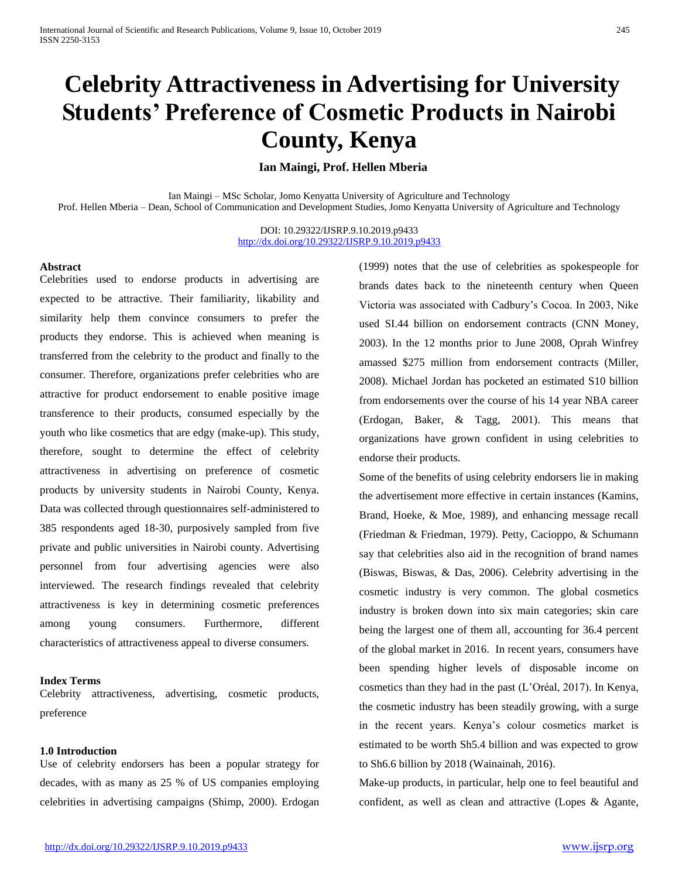# Celebrity Attractiveness in Advertising for University Students' Preference of Cosmetic Products in Nairobi County, Kenya

**Ian Maingi, Prof. Hellen Mberia**

Ian Maingi – MSc Scholar, Jomo Kenyatta University of Agriculture and Technology
Prof. Hellen Mberia – Dean, School of Communication and Development Studies, Jomo Kenyatta University of Agriculture and Technology

DOI: 10.29322/IJSRP.9.10.2019.p9433
http://dx.doi.org/10.29322/IJSRP.9.10.2019.p9433

**Abstract**

Celebrities used to endorse products in advertising are expected to be attractive. Their familiarity, likability and similarity help them convince consumers to prefer the products they endorse. This is achieved when meaning is transferred from the celebrity to the product and finally to the consumer. Therefore, organizations prefer celebrities who are attractive for product endorsement to enable positive image transference to their products, consumed especially by the youth who like cosmetics that are edgy (make-up). This study, therefore, sought to determine the effect of celebrity attractiveness in advertising on preference of cosmetic products by university students in Nairobi County, Kenya. Data was collected through questionnaires self-administered to 385 respondents aged 18-30, purposively sampled from five private and public universities in Nairobi county. Advertising personnel from four advertising agencies were also interviewed. The research findings revealed that celebrity attractiveness is key in determining cosmetic preferences among young consumers. Furthermore, different characteristics of attractiveness appeal to diverse consumers.

**Index Terms**

Celebrity attractiveness, advertising, cosmetic products, preference

## 1.0 Introduction

Use of celebrity endorsers has been a popular strategy for decades, with as many as 25 % of US companies employing celebrities in advertising campaigns (Shimp, 2000). Erdogan (1999) notes that the use of celebrities as spokespeople for brands dates back to the nineteenth century when Queen Victoria was associated with Cadbury's Cocoa. In 2003, Nike used SI.44 billion on endorsement contracts (CNN Money, 2003). In the 12 months prior to June 2008, Oprah Winfrey amassed $275 million from endorsement contracts (Miller, 2008). Michael Jordan has pocketed an estimated S10 billion from endorsements over the course of his 14 year NBA career (Erdogan, Baker, & Tagg, 2001). This means that organizations have grown confident in using celebrities to endorse their products.

Some of the benefits of using celebrity endorsers lie in making the advertisement more effective in certain instances (Kamins, Brand, Hoeke, & Moe, 1989), and enhancing message recall (Friedman & Friedman, 1979). Petty, Cacioppo, & Schumann say that celebrities also aid in the recognition of brand names (Biswas, Biswas, & Das, 2006). Celebrity advertising in the cosmetic industry is very common. The global cosmetics industry is broken down into six main categories; skin care being the largest one of them all, accounting for 36.4 percent of the global market in 2016. In recent years, consumers have been spending higher levels of disposable income on cosmetics than they had in the past (L'Oréal, 2017). In Kenya, the cosmetic industry has been steadily growing, with a surge in the recent years. Kenya's colour cosmetics market is estimated to be worth Sh5.4 billion and was expected to grow to Sh6.6 billion by 2018 (Wainainah, 2016).

Make-up products, in particular, help one to feel beautiful and confident, as well as clean and attractive (Lopes & Agante,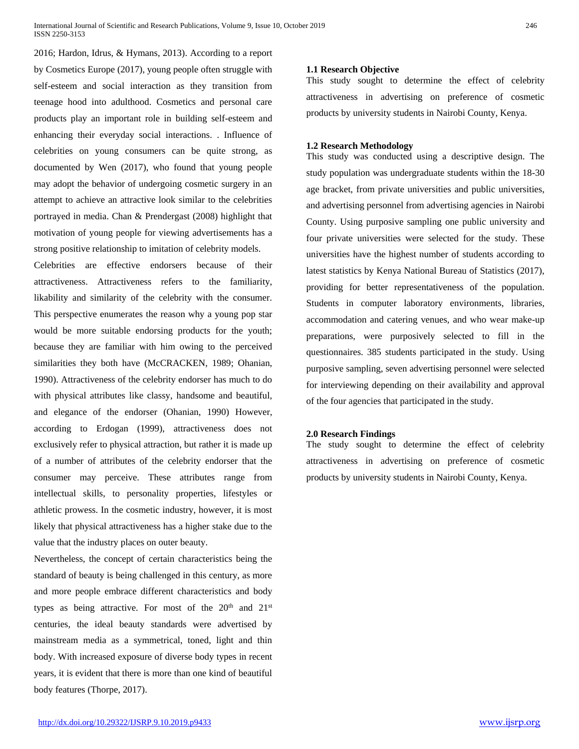2016; Hardon, Idrus, & Hymans, 2013). According to a report by Cosmetics Europe (2017), young people often struggle with self-esteem and social interaction as they transition from teenage hood into adulthood. Cosmetics and personal care products play an important role in building self-esteem and enhancing their everyday social interactions. . Influence of celebrities on young consumers can be quite strong, as documented by Wen (2017), who found that young people may adopt the behavior of undergoing cosmetic surgery in an attempt to achieve an attractive look similar to the celebrities portrayed in media. Chan & Prendergast (2008) highlight that motivation of young people for viewing advertisements has a strong positive relationship to imitation of celebrity models.

Celebrities are effective endorsers because of their attractiveness. Attractiveness refers to the familiarity, likability and similarity of the celebrity with the consumer. This perspective enumerates the reason why a young pop star would be more suitable endorsing products for the youth; because they are familiar with him owing to the perceived similarities they both have (McCRACKEN, 1989; Ohanian, 1990). Attractiveness of the celebrity endorser has much to do with physical attributes like classy, handsome and beautiful, and elegance of the endorser (Ohanian, 1990) However, according to Erdogan (1999), attractiveness does not exclusively refer to physical attraction, but rather it is made up of a number of attributes of the celebrity endorser that the consumer may perceive. These attributes range from intellectual skills, to personality properties, lifestyles or athletic prowess. In the cosmetic industry, however, it is most likely that physical attractiveness has a higher stake due to the value that the industry places on outer beauty.

Nevertheless, the concept of certain characteristics being the standard of beauty is being challenged in this century, as more and more people embrace different characteristics and body types as being attractive. For most of the 20th and 21st centuries, the ideal beauty standards were advertised by mainstream media as a symmetrical, toned, light and thin body. With increased exposure of diverse body types in recent years, it is evident that there is more than one kind of beautiful body features (Thorpe, 2017).

### 1.1 Research Objective

This study sought to determine the effect of celebrity attractiveness in advertising on preference of cosmetic products by university students in Nairobi County, Kenya.

### 1.2 Research Methodology

This study was conducted using a descriptive design. The study population was undergraduate students within the 18-30 age bracket, from private universities and public universities, and advertising personnel from advertising agencies in Nairobi County. Using purposive sampling one public university and four private universities were selected for the study. These universities have the highest number of students according to latest statistics by Kenya National Bureau of Statistics (2017), providing for better representativeness of the population. Students in computer laboratory environments, libraries, accommodation and catering venues, and who wear make-up preparations, were purposively selected to fill in the questionnaires. 385 students participated in the study. Using purposive sampling, seven advertising personnel were selected for interviewing depending on their availability and approval of the four agencies that participated in the study.

## 2.0 Research Findings

The study sought to determine the effect of celebrity attractiveness in advertising on preference of cosmetic products by university students in Nairobi County, Kenya.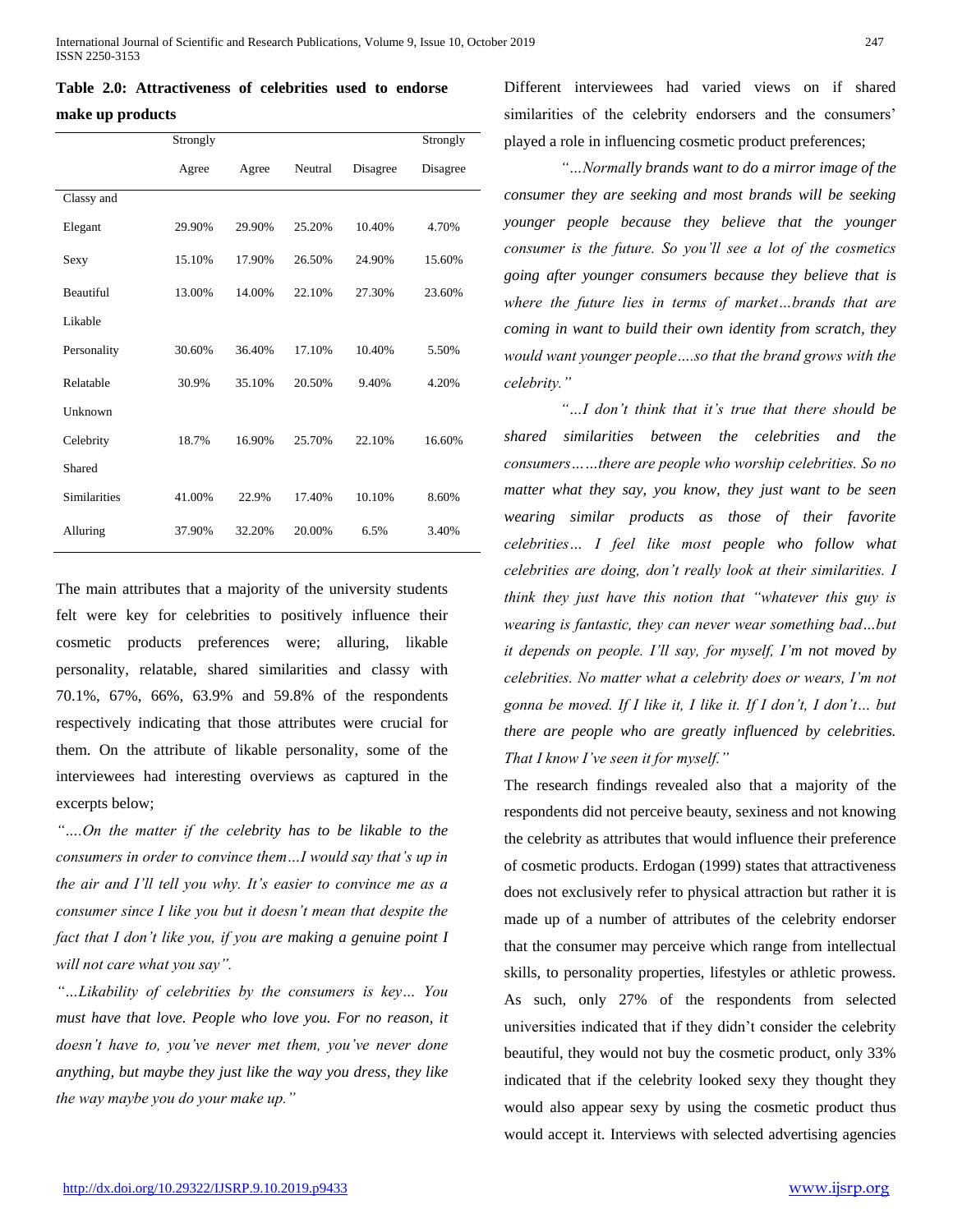**Table 2.0: Attractiveness of celebrities used to endorse make up products**

| | Strongly Agree | Agree | Neutral | Disagree | Strongly Disagree |
|---|---|---|---|---|---|
| Classy and Elegant | 29.90% | 29.90% | 25.20% | 10.40% | 4.70% |
| Sexy | 15.10% | 17.90% | 26.50% | 24.90% | 15.60% |
| Beautiful | 13.00% | 14.00% | 22.10% | 27.30% | 23.60% |
| Likable Personality | 30.60% | 36.40% | 17.10% | 10.40% | 5.50% |
| Relatable | 30.9% | 35.10% | 20.50% | 9.40% | 4.20% |
| Unknown Celebrity | 18.7% | 16.90% | 25.70% | 22.10% | 16.60% |
| Shared Similarities | 41.00% | 22.9% | 17.40% | 10.10% | 8.60% |
| Alluring | 37.90% | 32.20% | 20.00% | 6.5% | 3.40% |

The main attributes that a majority of the university students felt were key for celebrities to positively influence their cosmetic products preferences were; alluring, likable personality, relatable, shared similarities and classy with 70.1%, 67%, 66%, 63.9% and 59.8% of the respondents respectively indicating that those attributes were crucial for them. On the attribute of likable personality, some of the interviewees had interesting overviews as captured in the excerpts below;

*"….On the matter if the celebrity has to be likable to the consumers in order to convince them…I would say that's up in the air and I'll tell you why. It's easier to convince me as a consumer since I like you but it doesn't mean that despite the fact that I don't like you, if you are making a genuine point I will not care what you say".*

*"…Likability of celebrities by the consumers is key… You must have that love. People who love you. For no reason, it doesn't have to, you've never met them, you've never done anything, but maybe they just like the way you dress, they like the way maybe you do your make up."*

Different interviewees had varied views on if shared similarities of the celebrity endorsers and the consumers' played a role in influencing cosmetic product preferences;

*"…Normally brands want to do a mirror image of the consumer they are seeking and most brands will be seeking younger people because they believe that the younger consumer is the future. So you'll see a lot of the cosmetics going after younger consumers because they believe that is where the future lies in terms of market…brands that are coming in want to build their own identity from scratch, they would want younger people….so that the brand grows with the celebrity."*

*"…I don't think that it's true that there should be shared similarities between the celebrities and the consumers……there are people who worship celebrities. So no matter what they say, you know, they just want to be seen wearing similar products as those of their favorite celebrities… I feel like most people who follow what celebrities are doing, don't really look at their similarities. I think they just have this notion that "whatever this guy is wearing is fantastic, they can never wear something bad…but it depends on people. I'll say, for myself, I'm not moved by celebrities. No matter what a celebrity does or wears, I'm not gonna be moved. If I like it, I like it. If I don't, I don't… but there are people who are greatly influenced by celebrities. That I know I've seen it for myself."*

The research findings revealed also that a majority of the respondents did not perceive beauty, sexiness and not knowing the celebrity as attributes that would influence their preference of cosmetic products. Erdogan (1999) states that attractiveness does not exclusively refer to physical attraction but rather it is made up of a number of attributes of the celebrity endorser that the consumer may perceive which range from intellectual skills, to personality properties, lifestyles or athletic prowess. As such, only 27% of the respondents from selected universities indicated that if they didn't consider the celebrity beautiful, they would not buy the cosmetic product, only 33% indicated that if the celebrity looked sexy they thought they would also appear sexy by using the cosmetic product thus would accept it. Interviews with selected advertising agencies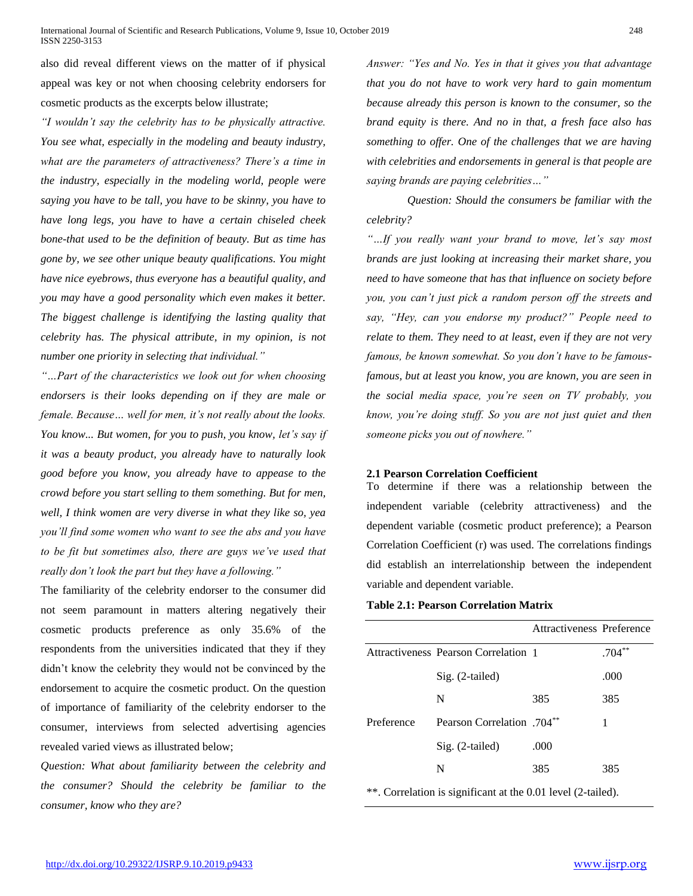also did reveal different views on the matter of if physical appeal was key or not when choosing celebrity endorsers for cosmetic products as the excerpts below illustrate;

*"I wouldn't say the celebrity has to be physically attractive. You see what, especially in the modeling and beauty industry, what are the parameters of attractiveness? There's a time in the industry, especially in the modeling world, people were saying you have to be tall, you have to be skinny, you have to have long legs, you have to have a certain chiseled cheek bone-that used to be the definition of beauty. But as time has gone by, we see other unique beauty qualifications. You might have nice eyebrows, thus everyone has a beautiful quality, and you may have a good personality which even makes it better. The biggest challenge is identifying the lasting quality that celebrity has. The physical attribute, in my opinion, is not number one priority in selecting that individual."*

*"…Part of the characteristics we look out for when choosing endorsers is their looks depending on if they are male or female. Because… well for men, it's not really about the looks. You know... But women, for you to push, you know, let's say if it was a beauty product, you already have to naturally look good before you know, you already have to appease to the crowd before you start selling to them something. But for men, well, I think women are very diverse in what they like so, yea you'll find some women who want to see the abs and you have to be fit but sometimes also, there are guys we've used that really don't look the part but they have a following."*

The familiarity of the celebrity endorser to the consumer did not seem paramount in matters altering negatively their cosmetic products preference as only 35.6% of the respondents from the universities indicated that they if they didn't know the celebrity they would not be convinced by the endorsement to acquire the cosmetic product. On the question of importance of familiarity of the celebrity endorser to the consumer, interviews from selected advertising agencies revealed varied views as illustrated below;

*Question: What about familiarity between the celebrity and the consumer? Should the celebrity be familiar to the consumer, know who they are?*

*Answer: "Yes and No. Yes in that it gives you that advantage that you do not have to work very hard to gain momentum because already this person is known to the consumer, so the brand equity is there. And no in that, a fresh face also has something to offer. One of the challenges that we are having with celebrities and endorsements in general is that people are saying brands are paying celebrities…"*

*Question: Should the consumers be familiar with the celebrity?*

*"…If you really want your brand to move, let's say most brands are just looking at increasing their market share, you need to have someone that has that influence on society before you, you can't just pick a random person off the streets and say, "Hey, can you endorse my product?" People need to relate to them. They need to at least, even if they are not very famous, be known somewhat. So you don't have to be famous-famous, but at least you know, you are known, you are seen in the social media space, you're seen on TV probably, you know, you're doing stuff. So you are not just quiet and then someone picks you out of nowhere."*

### 2.1 Pearson Correlation Coefficient

To determine if there was a relationship between the independent variable (celebrity attractiveness) and the dependent variable (cosmetic product preference); a Pearson Correlation Coefficient (r) was used. The correlations findings did establish an interrelationship between the independent variable and dependent variable.

**Table 2.1: Pearson Correlation Matrix**

| | | Attractiveness | Preference |
|---|---|---|---|
| Attractiveness | Pearson Correlation | 1 | .704** |
| | Sig. (2-tailed) | | .000 |
| | N | 385 | 385 |
| Preference | Pearson Correlation | .704** | 1 |
| | Sig. (2-tailed) | .000 | |
| | N | 385 | 385 |

**. Correlation is significant at the 0.01 level (2-tailed).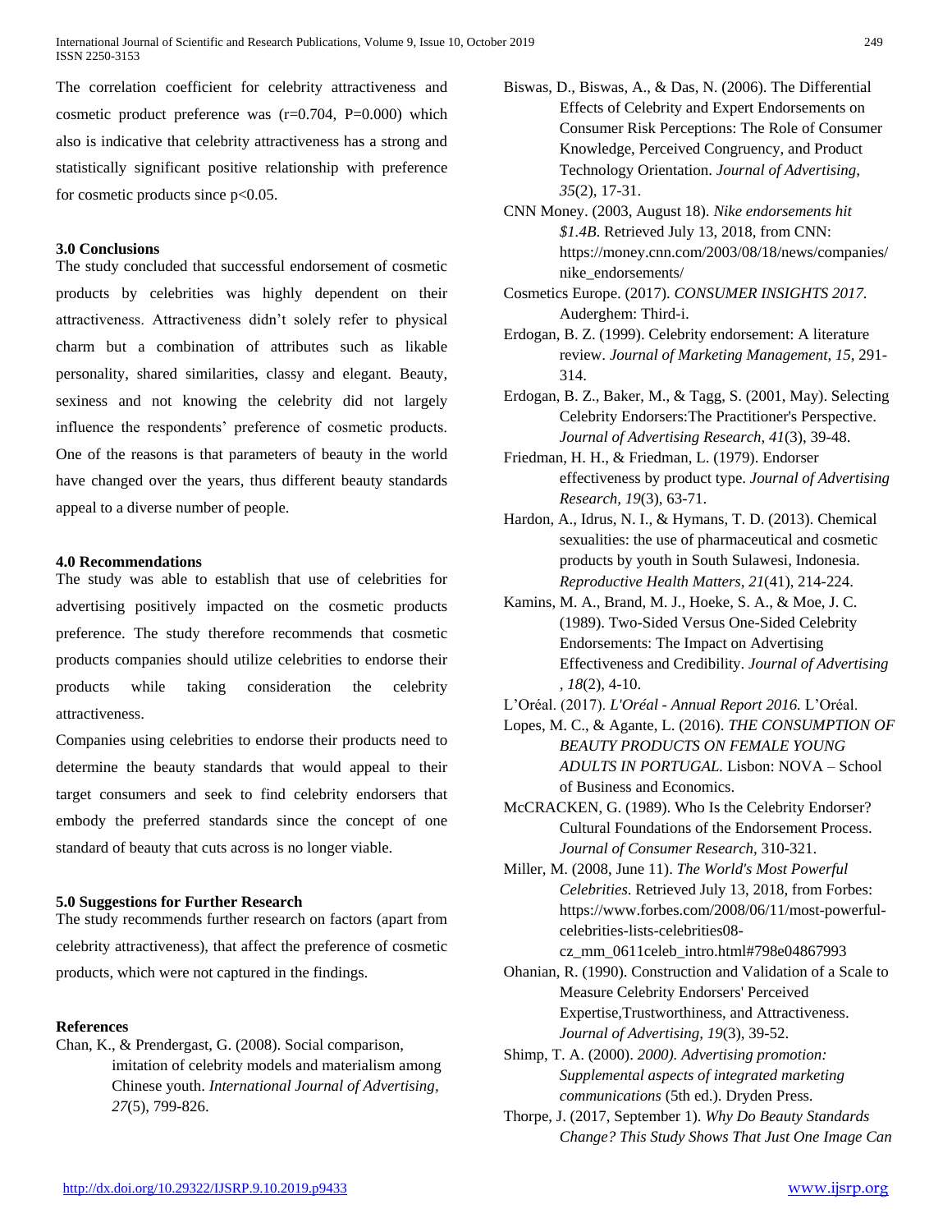The correlation coefficient for celebrity attractiveness and cosmetic product preference was ($r=0.704$, $P=0.000$) which also is indicative that celebrity attractiveness has a strong and statistically significant positive relationship with preference for cosmetic products since $p<0.05$.

## 3.0 Conclusions

The study concluded that successful endorsement of cosmetic products by celebrities was highly dependent on their attractiveness. Attractiveness didn't solely refer to physical charm but a combination of attributes such as likable personality, shared similarities, classy and elegant. Beauty, sexiness and not knowing the celebrity did not largely influence the respondents' preference of cosmetic products. One of the reasons is that parameters of beauty in the world have changed over the years, thus different beauty standards appeal to a diverse number of people.

## 4.0 Recommendations

The study was able to establish that use of celebrities for advertising positively impacted on the cosmetic products preference. The study therefore recommends that cosmetic products companies should utilize celebrities to endorse their products while taking consideration the celebrity attractiveness.

Companies using celebrities to endorse their products need to determine the beauty standards that would appeal to their target consumers and seek to find celebrity endorsers that embody the preferred standards since the concept of one standard of beauty that cuts across is no longer viable.

## 5.0 Suggestions for Further Research

The study recommends further research on factors (apart from celebrity attractiveness), that affect the preference of cosmetic products, which were not captured in the findings.

## References

Chan, K., & Prendergast, G. (2008). Social comparison, imitation of celebrity models and materialism among Chinese youth. *International Journal of Advertising, 27*(5), 799-826.

Biswas, D., Biswas, A., & Das, N. (2006). The Differential Effects of Celebrity and Expert Endorsements on Consumer Risk Perceptions: The Role of Consumer Knowledge, Perceived Congruency, and Product Technology Orientation. *Journal of Advertising, 35*(2), 17-31.

CNN Money. (2003, August 18). *Nike endorsements hit $1.4B*. Retrieved July 13, 2018, from CNN: https://money.cnn.com/2003/08/18/news/companies/nike_endorsements/

Cosmetics Europe. (2017). *CONSUMER INSIGHTS 2017.* Auderghem: Third-i.

Erdogan, B. Z. (1999). Celebrity endorsement: A literature review. *Journal of Marketing Management, 15*, 291-314.

Erdogan, B. Z., Baker, M., & Tagg, S. (2001, May). Selecting Celebrity Endorsers:The Practitioner's Perspective. *Journal of Advertising Research, 41*(3), 39-48.

Friedman, H. H., & Friedman, L. (1979). Endorser effectiveness by product type. *Journal of Advertising Research, 19*(3), 63-71.

Hardon, A., Idrus, N. I., & Hymans, T. D. (2013). Chemical sexualities: the use of pharmaceutical and cosmetic products by youth in South Sulawesi, Indonesia. *Reproductive Health Matters, 21*(41), 214-224.

Kamins, M. A., Brand, M. J., Hoeke, S. A., & Moe, J. C. (1989). Two-Sided Versus One-Sided Celebrity Endorsements: The Impact on Advertising Effectiveness and Credibility. *Journal of Advertising , 18*(2), 4-10.

L'Oréal. (2017). *L'Oréal - Annual Report 2016.* L'Oréal.

Lopes, M. C., & Agante, L. (2016). *THE CONSUMPTION OF BEAUTY PRODUCTS ON FEMALE YOUNG ADULTS IN PORTUGAL.* Lisbon: NOVA – School of Business and Economics.

McCRACKEN, G. (1989). Who Is the Celebrity Endorser? Cultural Foundations of the Endorsement Process. *Journal of Consumer Research*, 310-321.

Miller, M. (2008, June 11). *The World's Most Powerful Celebrities*. Retrieved July 13, 2018, from Forbes: https://www.forbes.com/2008/06/11/most-powerful-celebrities-lists-celebrities08-cz_mm_0611celeb_intro.html#798e04867993

Ohanian, R. (1990). Construction and Validation of a Scale to Measure Celebrity Endorsers' Perceived Expertise,Trustworthiness, and Attractiveness. *Journal of Advertising, 19*(3), 39-52.

Shimp, T. A. (2000). *2000). Advertising promotion: Supplemental aspects of integrated marketing communications* (5th ed.). Dryden Press.

Thorpe, J. (2017, September 1). *Why Do Beauty Standards Change? This Study Shows That Just One Image Can*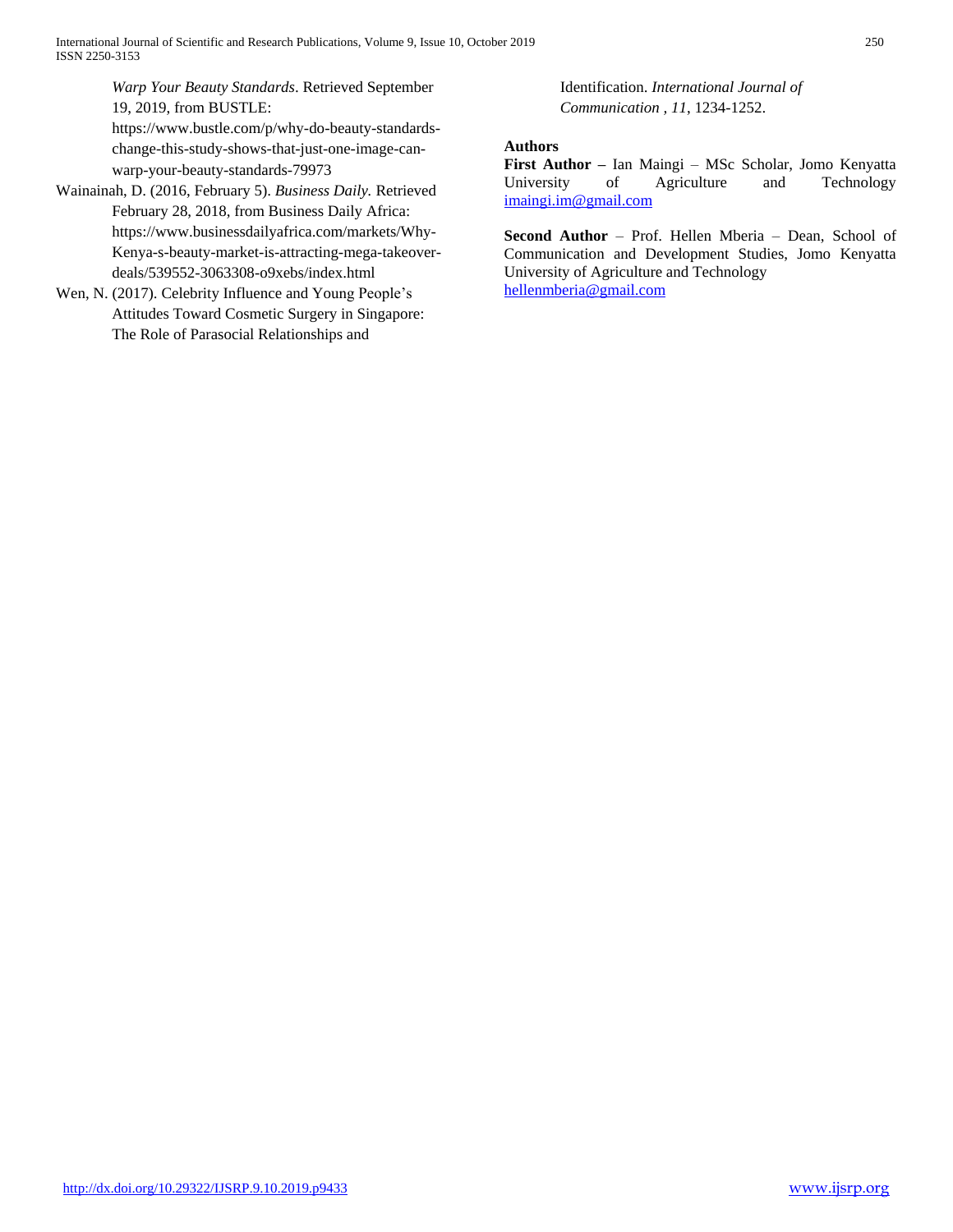*Warp Your Beauty Standards*. Retrieved September 19, 2019, from BUSTLE: https://www.bustle.com/p/why-do-beauty-standards-change-this-study-shows-that-just-one-image-can-warp-your-beauty-standards-79973

Wainainah, D. (2016, February 5). *Business Daily.* Retrieved February 28, 2018, from Business Daily Africa: https://www.businessdailyafrica.com/markets/Why-Kenya-s-beauty-market-is-attracting-mega-takeover-deals/539552-3063308-o9xebs/index.html

Wen, N. (2017). Celebrity Influence and Young People's Attitudes Toward Cosmetic Surgery in Singapore: The Role of Parasocial Relationships and Identification. *International Journal of Communication , 11*, 1234-1252.

**Authors**

**First Author –** Ian Maingi – MSc Scholar, Jomo Kenyatta University of Agriculture and Technology imaingi.im@gmail.com

**Second Author** – Prof. Hellen Mberia – Dean, School of Communication and Development Studies, Jomo Kenyatta University of Agriculture and Technology hellenmberia@gmail.com